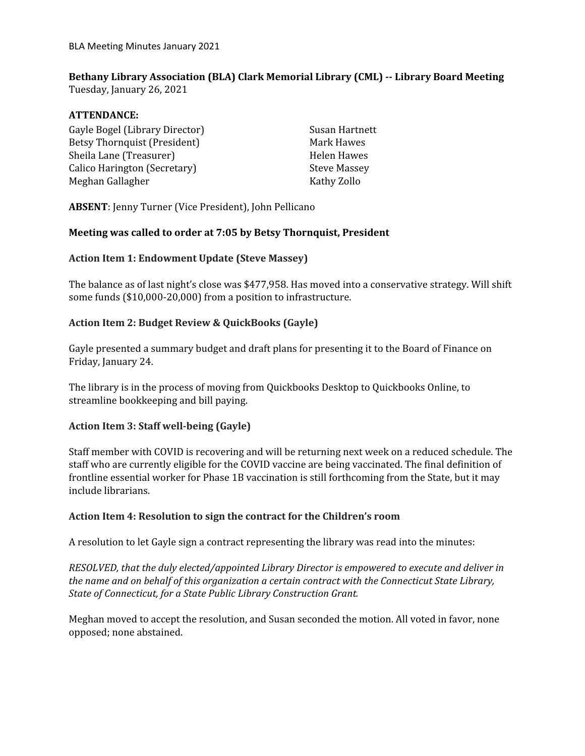BLA Meeting Minutes January 2021

**Bethany Library Association (BLA) Clark Memorial Library (CML) -- Library Board Meeting**
Tuesday, January 26, 2021

**ATTENDANCE:**

Gayle Bogel (Library Director)
Betsy Thornquist (President)
Sheila Lane (Treasurer)
Calico Harington (Secretary)
Meghan Gallagher
Susan Hartnett
Mark Hawes
Helen Hawes
Steve Massey
Kathy Zollo

**ABSENT**: Jenny Turner (Vice President), John Pellicano

**Meeting was called to order at 7:05 by Betsy Thornquist, President**

**Action Item 1: Endowment Update (Steve Massey)**

The balance as of last night's close was $477,958. Has moved into a conservative strategy. Will shift some funds ($10,000-20,000) from a position to infrastructure.

**Action Item 2: Budget Review & QuickBooks (Gayle)**

Gayle presented a summary budget and draft plans for presenting it to the Board of Finance on Friday, January 24.

The library is in the process of moving from Quickbooks Desktop to Quickbooks Online, to streamline bookkeeping and bill paying.

**Action Item 3: Staff well-being (Gayle)**

Staff member with COVID is recovering and will be returning next week on a reduced schedule. The staff who are currently eligible for the COVID vaccine are being vaccinated. The final definition of frontline essential worker for Phase 1B vaccination is still forthcoming from the State, but it may include librarians.

**Action Item 4: Resolution to sign the contract for the Children's room**

A resolution to let Gayle sign a contract representing the library was read into the minutes:

*RESOLVED, that the duly elected/appointed Library Director is empowered to execute and deliver in the name and on behalf of this organization a certain contract with the Connecticut State Library, State of Connecticut, for a State Public Library Construction Grant.*

Meghan moved to accept the resolution, and Susan seconded the motion. All voted in favor, none opposed; none abstained.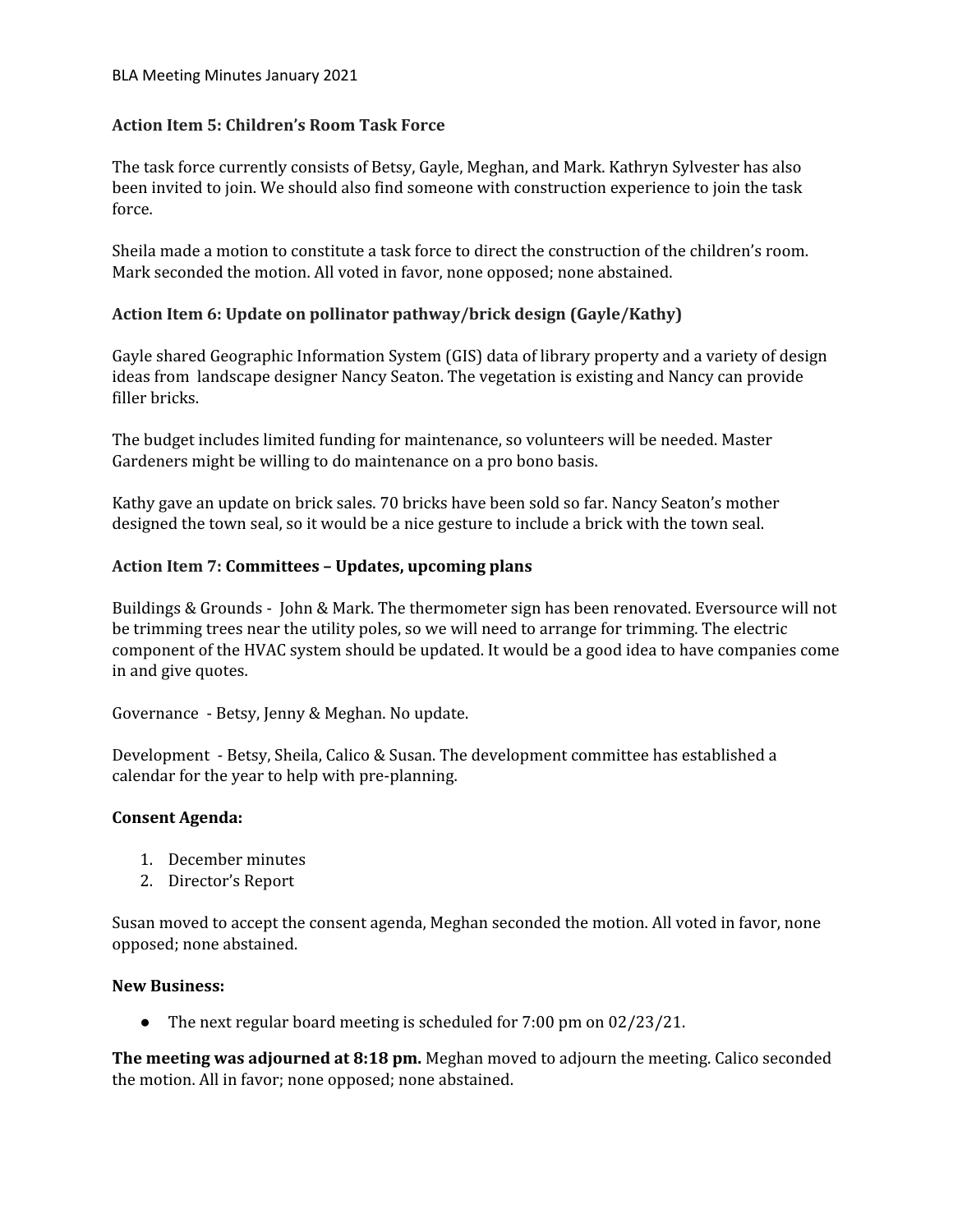**Action Item 5: Children's Room Task Force**

The task force currently consists of Betsy, Gayle, Meghan, and Mark. Kathryn Sylvester has also been invited to join. We should also find someone with construction experience to join the task force.

Sheila made a motion to constitute a task force to direct the construction of the children's room. Mark seconded the motion. All voted in favor, none opposed; none abstained.

**Action Item 6: Update on pollinator pathway/brick design (Gayle/Kathy)**

Gayle shared Geographic Information System (GIS) data of library property and a variety of design ideas from landscape designer Nancy Seaton. The vegetation is existing and Nancy can provide filler bricks.

The budget includes limited funding for maintenance, so volunteers will be needed. Master Gardeners might be willing to do maintenance on a pro bono basis.

Kathy gave an update on brick sales. 70 bricks have been sold so far. Nancy Seaton's mother designed the town seal, so it would be a nice gesture to include a brick with the town seal.

**Action Item 7: Committees – Updates, upcoming plans**

Buildings & Grounds - John & Mark. The thermometer sign has been renovated. Eversource will not be trimming trees near the utility poles, so we will need to arrange for trimming. The electric component of the HVAC system should be updated. It would be a good idea to have companies come in and give quotes.

Governance - Betsy, Jenny & Meghan. No update.

Development - Betsy, Sheila, Calico & Susan. The development committee has established a calendar for the year to help with pre-planning.

**Consent Agenda:**

1. December minutes
2. Director's Report

Susan moved to accept the consent agenda, Meghan seconded the motion. All voted in favor, none opposed; none abstained.

**New Business:**

- The next regular board meeting is scheduled for 7:00 pm on 02/23/21.

**The meeting was adjourned at 8:18 pm.** Meghan moved to adjourn the meeting. Calico seconded the motion. All in favor; none opposed; none abstained.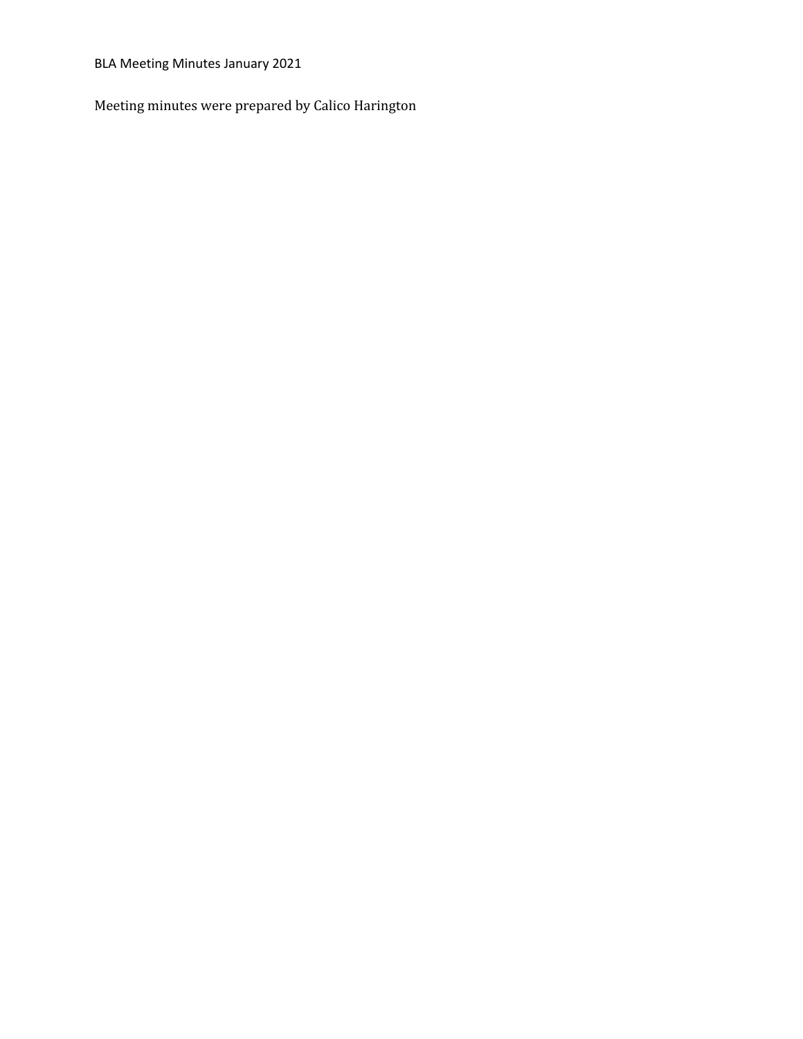BLA Meeting Minutes January 2021

Meeting minutes were prepared by Calico Harington